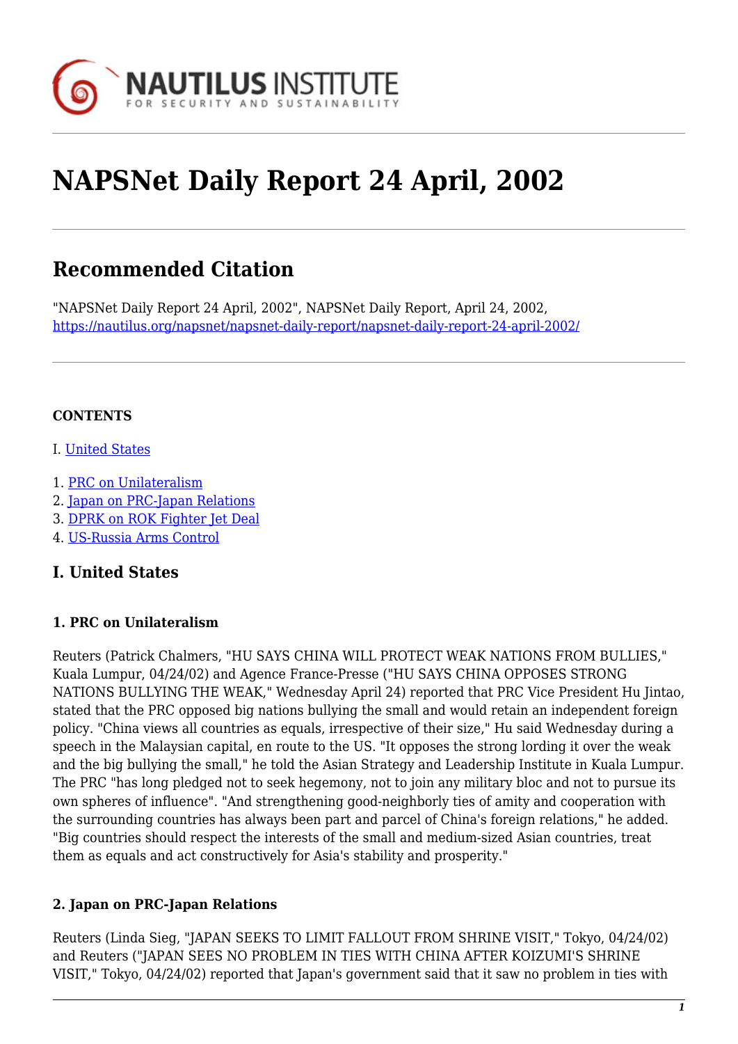# NAPSNet Daily Report 24 April, 2002

## Recommended Citation

"NAPSNet Daily Report 24 April, 2002", NAPSNet Daily Report, April 24, 2002, https://nautilus.org/napsnet/napsnet-daily-report/napsnet-daily-report-24-april-2002/

**CONTENTS**

I. United States

1. PRC on Unilateralism
2. Japan on PRC-Japan Relations
3. DPRK on ROK Fighter Jet Deal
4. US-Russia Arms Control

## I. United States

### 1. PRC on Unilateralism

Reuters (Patrick Chalmers, "HU SAYS CHINA WILL PROTECT WEAK NATIONS FROM BULLIES," Kuala Lumpur, 04/24/02) and Agence France-Presse ("HU SAYS CHINA OPPOSES STRONG NATIONS BULLYING THE WEAK," Wednesday April 24) reported that PRC Vice President Hu Jintao, stated that the PRC opposed big nations bullying the small and would retain an independent foreign policy. "China views all countries as equals, irrespective of their size," Hu said Wednesday during a speech in the Malaysian capital, en route to the US. "It opposes the strong lording it over the weak and the big bullying the small," he told the Asian Strategy and Leadership Institute in Kuala Lumpur. The PRC "has long pledged not to seek hegemony, not to join any military bloc and not to pursue its own spheres of influence". "And strengthening good-neighborly ties of amity and cooperation with the surrounding countries has always been part and parcel of China's foreign relations," he added. "Big countries should respect the interests of the small and medium-sized Asian countries, treat them as equals and act constructively for Asia's stability and prosperity."

### 2. Japan on PRC-Japan Relations

Reuters (Linda Sieg, "JAPAN SEEKS TO LIMIT FALLOUT FROM SHRINE VISIT," Tokyo, 04/24/02) and Reuters ("JAPAN SEES NO PROBLEM IN TIES WITH CHINA AFTER KOIZUMI'S SHRINE VISIT," Tokyo, 04/24/02) reported that Japan's government said that it saw no problem in ties with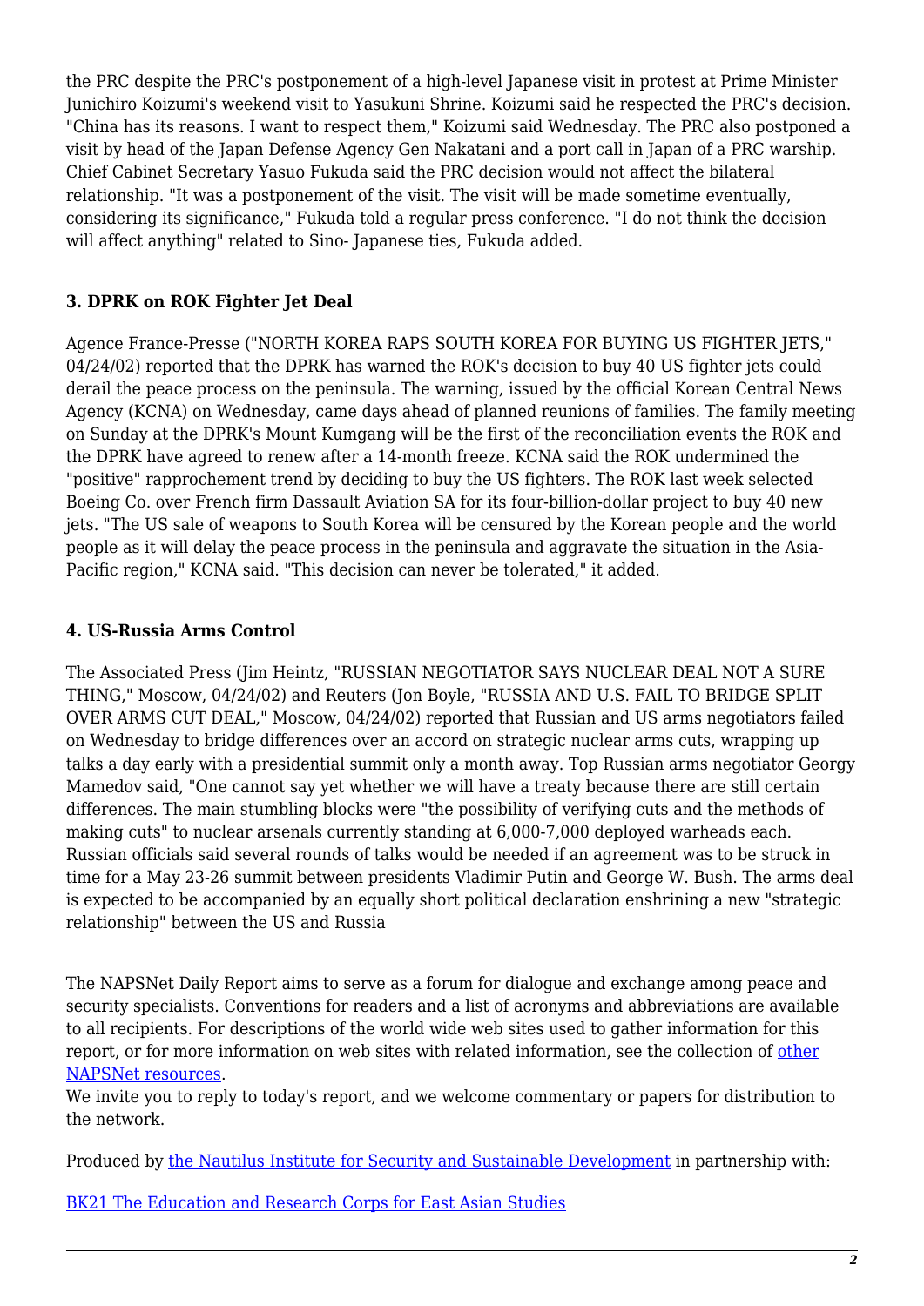the PRC despite the PRC's postponement of a high-level Japanese visit in protest at Prime Minister Junichiro Koizumi's weekend visit to Yasukuni Shrine. Koizumi said he respected the PRC's decision. "China has its reasons. I want to respect them," Koizumi said Wednesday. The PRC also postponed a visit by head of the Japan Defense Agency Gen Nakatani and a port call in Japan of a PRC warship. Chief Cabinet Secretary Yasuo Fukuda said the PRC decision would not affect the bilateral relationship. "It was a postponement of the visit. The visit will be made sometime eventually, considering its significance," Fukuda told a regular press conference. "I do not think the decision will affect anything" related to Sino- Japanese ties, Fukuda added.

### 3. DPRK on ROK Fighter Jet Deal

Agence France-Presse ("NORTH KOREA RAPS SOUTH KOREA FOR BUYING US FIGHTER JETS," 04/24/02) reported that the DPRK has warned the ROK's decision to buy 40 US fighter jets could derail the peace process on the peninsula. The warning, issued by the official Korean Central News Agency (KCNA) on Wednesday, came days ahead of planned reunions of families. The family meeting on Sunday at the DPRK's Mount Kumgang will be the first of the reconciliation events the ROK and the DPRK have agreed to renew after a 14-month freeze. KCNA said the ROK undermined the "positive" rapprochement trend by deciding to buy the US fighters. The ROK last week selected Boeing Co. over French firm Dassault Aviation SA for its four-billion-dollar project to buy 40 new jets. "The US sale of weapons to South Korea will be censured by the Korean people and the world people as it will delay the peace process in the peninsula and aggravate the situation in the Asia-Pacific region," KCNA said. "This decision can never be tolerated," it added.

### 4. US-Russia Arms Control

The Associated Press (Jim Heintz, "RUSSIAN NEGOTIATOR SAYS NUCLEAR DEAL NOT A SURE THING," Moscow, 04/24/02) and Reuters (Jon Boyle, "RUSSIA AND U.S. FAIL TO BRIDGE SPLIT OVER ARMS CUT DEAL," Moscow, 04/24/02) reported that Russian and US arms negotiators failed on Wednesday to bridge differences over an accord on strategic nuclear arms cuts, wrapping up talks a day early with a presidential summit only a month away. Top Russian arms negotiator Georgy Mamedov said, "One cannot say yet whether we will have a treaty because there are still certain differences. The main stumbling blocks were "the possibility of verifying cuts and the methods of making cuts" to nuclear arsenals currently standing at 6,000-7,000 deployed warheads each. Russian officials said several rounds of talks would be needed if an agreement was to be struck in time for a May 23-26 summit between presidents Vladimir Putin and George W. Bush. The arms deal is expected to be accompanied by an equally short political declaration enshrining a new "strategic relationship" between the US and Russia

The NAPSNet Daily Report aims to serve as a forum for dialogue and exchange among peace and security specialists. Conventions for readers and a list of acronyms and abbreviations are available to all recipients. For descriptions of the world wide web sites used to gather information for this report, or for more information on web sites with related information, see the collection of other NAPSNet resources.
We invite you to reply to today's report, and we welcome commentary or papers for distribution to the network.

Produced by the Nautilus Institute for Security and Sustainable Development in partnership with:

BK21 The Education and Research Corps for East Asian Studies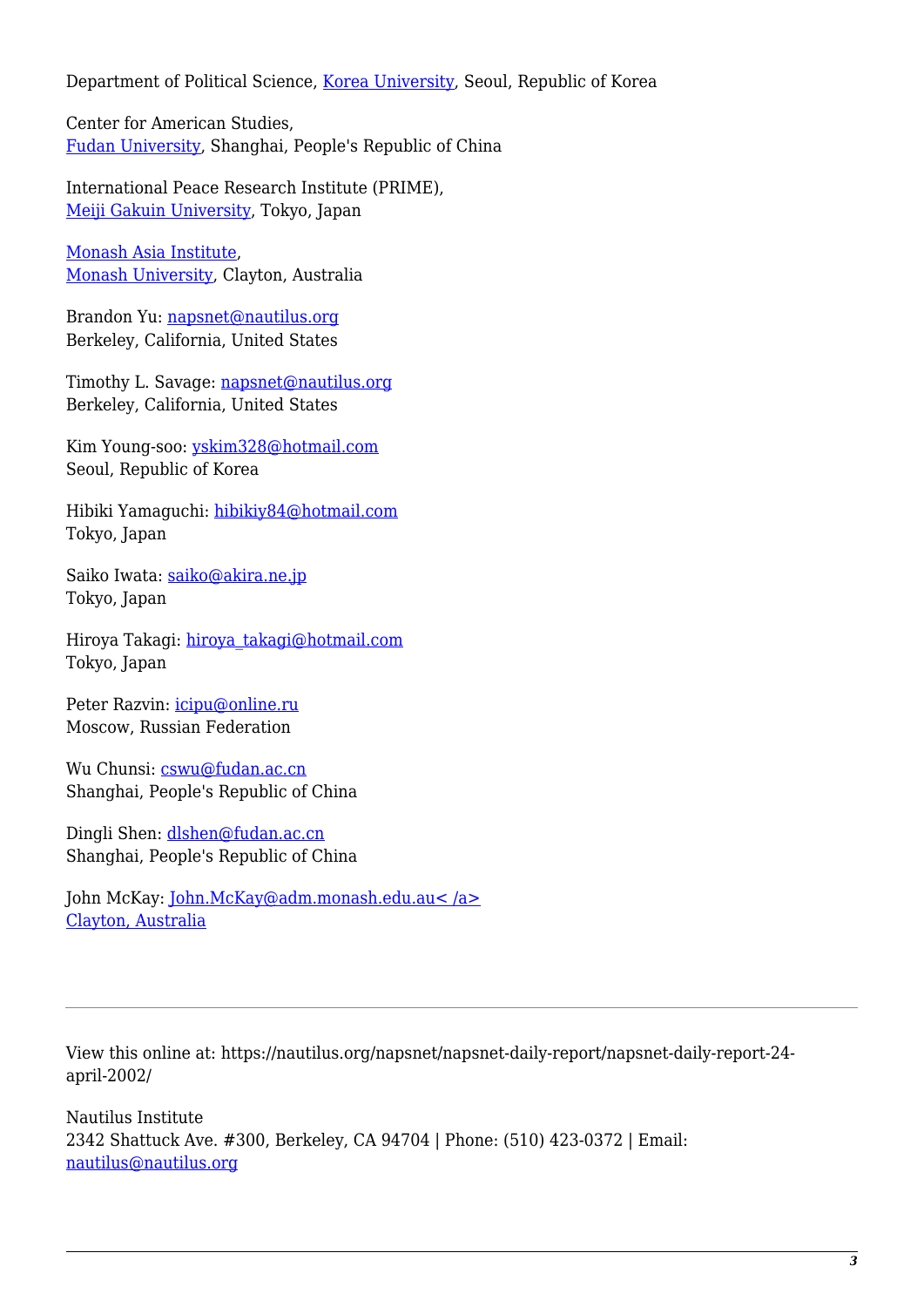Department of Political Science, Korea University, Seoul, Republic of Korea

Center for American Studies,
Fudan University, Shanghai, People's Republic of China

International Peace Research Institute (PRIME),
Meiji Gakuin University, Tokyo, Japan

Monash Asia Institute,
Monash University, Clayton, Australia

Brandon Yu: napsnet@nautilus.org
Berkeley, California, United States

Timothy L. Savage: napsnet@nautilus.org
Berkeley, California, United States

Kim Young-soo: yskim328@hotmail.com
Seoul, Republic of Korea

Hibiki Yamaguchi: hibikiy84@hotmail.com
Tokyo, Japan

Saiko Iwata: saiko@akira.ne.jp
Tokyo, Japan

Hiroya Takagi: hiroya_takagi@hotmail.com
Tokyo, Japan

Peter Razvin: icipu@online.ru
Moscow, Russian Federation

Wu Chunsi: cswu@fudan.ac.cn
Shanghai, People's Republic of China

Dingli Shen: dlshen@fudan.ac.cn
Shanghai, People's Republic of China

John McKay: John.McKay@adm.monash.edu.au< /a>
Clayton, Australia

---

View this online at: https://nautilus.org/napsnet/napsnet-daily-report/napsnet-daily-report-24-april-2002/

Nautilus Institute
2342 Shattuck Ave. #300, Berkeley, CA 94704 | Phone: (510) 423-0372 | Email: nautilus@nautilus.org